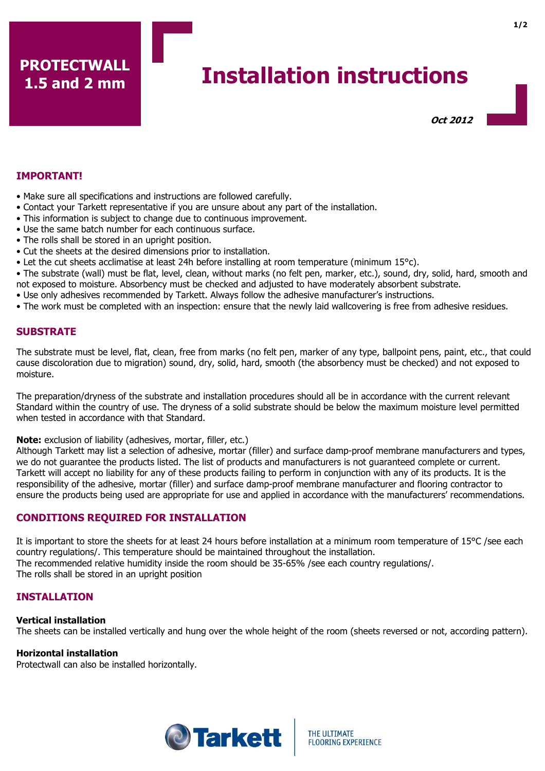**PROTECTWALL 1.5 and 2 mm**

# Installation instructions

***Oct 2012***

## IMPORTANT!

- Make sure all specifications and instructions are followed carefully.
- Contact your Tarkett representative if you are unsure about any part of the installation.
- This information is subject to change due to continuous improvement.
- Use the same batch number for each continuous surface.
- The rolls shall be stored in an upright position.
- Cut the sheets at the desired dimensions prior to installation.
- Let the cut sheets acclimatise at least 24h before installing at room temperature (minimum 15°c).
- The substrate (wall) must be flat, level, clean, without marks (no felt pen, marker, etc.), sound, dry, solid, hard, smooth and not exposed to moisture. Absorbency must be checked and adjusted to have moderately absorbent substrate.
- Use only adhesives recommended by Tarkett. Always follow the adhesive manufacturer's instructions.
- The work must be completed with an inspection: ensure that the newly laid wallcovering is free from adhesive residues.

## SUBSTRATE

The substrate must be level, flat, clean, free from marks (no felt pen, marker of any type, ballpoint pens, paint, etc., that could cause discoloration due to migration) sound, dry, solid, hard, smooth (the absorbency must be checked) and not exposed to moisture.

The preparation/dryness of the substrate and installation procedures should all be in accordance with the current relevant Standard within the country of use. The dryness of a solid substrate should be below the maximum moisture level permitted when tested in accordance with that Standard.

**Note:** exclusion of liability (adhesives, mortar, filler, etc.)
Although Tarkett may list a selection of adhesive, mortar (filler) and surface damp-proof membrane manufacturers and types, we do not guarantee the products listed. The list of products and manufacturers is not guaranteed complete or current. Tarkett will accept no liability for any of these products failing to perform in conjunction with any of its products. It is the responsibility of the adhesive, mortar (filler) and surface damp-proof membrane manufacturer and flooring contractor to ensure the products being used are appropriate for use and applied in accordance with the manufacturers' recommendations.

## CONDITIONS REQUIRED FOR INSTALLATION

It is important to store the sheets for at least 24 hours before installation at a minimum room temperature of 15°C /see each country regulations/. This temperature should be maintained throughout the installation.
The recommended relative humidity inside the room should be 35-65% /see each country regulations/.
The rolls shall be stored in an upright position

## INSTALLATION

### Vertical installation

The sheets can be installed vertically and hung over the whole height of the room (sheets reversed or not, according pattern).

### Horizontal installation

Protectwall can also be installed horizontally.

Tarkett | THE ULTIMATE FLOORING EXPERIENCE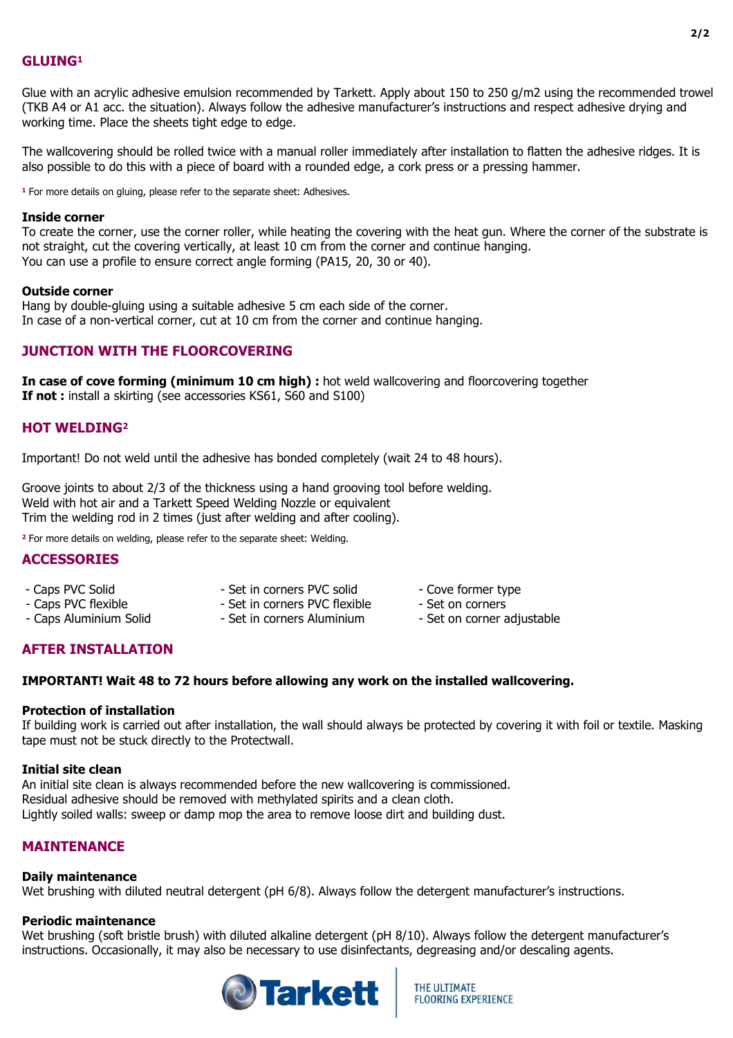## GLUING[1]

Glue with an acrylic adhesive emulsion recommended by Tarkett. Apply about 150 to 250 g/m2 using the recommended trowel (TKB A4 or A1 acc. the situation). Always follow the adhesive manufacturer's instructions and respect adhesive drying and working time. Place the sheets tight edge to edge.

The wallcovering should be rolled twice with a manual roller immediately after installation to flatten the adhesive ridges. It is also possible to do this with a piece of board with a rounded edge, a cork press or a pressing hammer.

[1] For more details on gluing, please refer to the separate sheet: Adhesives.

**Inside corner**
To create the corner, use the corner roller, while heating the covering with the heat gun. Where the corner of the substrate is not straight, cut the covering vertically, at least 10 cm from the corner and continue hanging.
You can use a profile to ensure correct angle forming (PA15, 20, 30 or 40).

**Outside corner**
Hang by double-gluing using a suitable adhesive 5 cm each side of the corner.
In case of a non-vertical corner, cut at 10 cm from the corner and continue hanging.

## JUNCTION WITH THE FLOORCOVERING

**In case of cove forming (minimum 10 cm high) :** hot weld wallcovering and floorcovering together
**If not :** install a skirting (see accessories KS61, S60 and S100)

## HOT WELDING[2]

Important! Do not weld until the adhesive has bonded completely (wait 24 to 48 hours).

Groove joints to about 2/3 of the thickness using a hand grooving tool before welding.
Weld with hot air and a Tarkett Speed Welding Nozzle or equivalent
Trim the welding rod in 2 times (just after welding and after cooling).

[2] For more details on welding, please refer to the separate sheet: Welding.

## ACCESSORIES

- Caps PVC Solid
- Caps PVC flexible
- Caps Aluminium Solid
- Set in corners PVC solid
- Set in corners PVC flexible
- Set in corners Aluminium
- Cove former type
- Set on corners
- Set on corner adjustable

## AFTER INSTALLATION

**IMPORTANT! Wait 48 to 72 hours before allowing any work on the installed wallcovering.**

**Protection of installation**
If building work is carried out after installation, the wall should always be protected by covering it with foil or textile. Masking tape must not be stuck directly to the Protectwall.

**Initial site clean**
An initial site clean is always recommended before the new wallcovering is commissioned.
Residual adhesive should be removed with methylated spirits and a clean cloth.
Lightly soiled walls: sweep or damp mop the area to remove loose dirt and building dust.

## MAINTENANCE

**Daily maintenance**
Wet brushing with diluted neutral detergent (pH 6/8). Always follow the detergent manufacturer's instructions.

**Periodic maintenance**
Wet brushing (soft bristle brush) with diluted alkaline detergent (pH 8/10). Always follow the detergent manufacturer's instructions. Occasionally, it may also be necessary to use disinfectants, degreasing and/or descaling agents.

Tarkett | THE ULTIMATE FLOORING EXPERIENCE